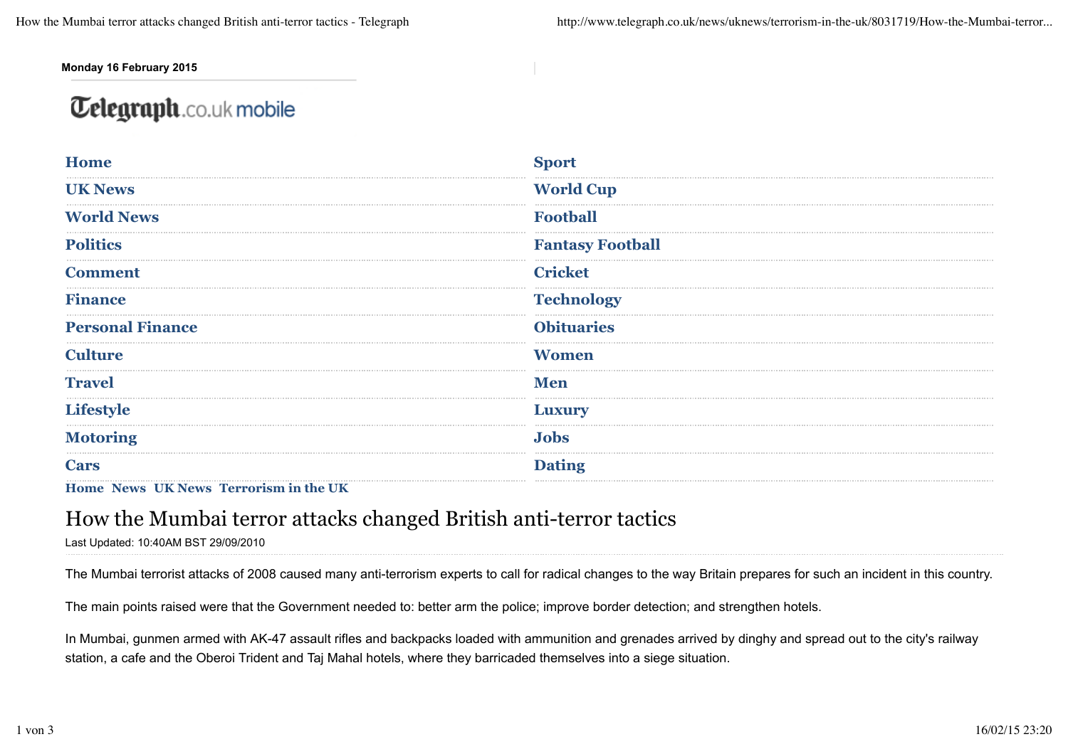Monday 16 February 2015

Telegraph.co.uk mobile

| | |
|---|---|
| Home | Sport |
| UK News | World Cup |
| World News | Football |
| Politics | Fantasy Football |
| Comment | Cricket |
| Finance | Technology |
| Personal Finance | Obituaries |
| Culture | Women |
| Travel | Men |
| Lifestyle | Luxury |
| Motoring | Jobs |
| Cars | Dating |

Home News UK News Terrorism in the UK

# How the Mumbai terror attacks changed British anti-terror tactics

Last Updated: 10:40AM BST 29/09/2010

The Mumbai terrorist attacks of 2008 caused many anti-terrorism experts to call for radical changes to the way Britain prepares for such an incident in this country.

The main points raised were that the Government needed to: better arm the police; improve border detection; and strengthen hotels.

In Mumbai, gunmen armed with AK-47 assault rifles and backpacks loaded with ammunition and grenades arrived by dinghy and spread out to the city's railway station, a cafe and the Oberoi Trident and Taj Mahal hotels, where they barricaded themselves into a siege situation.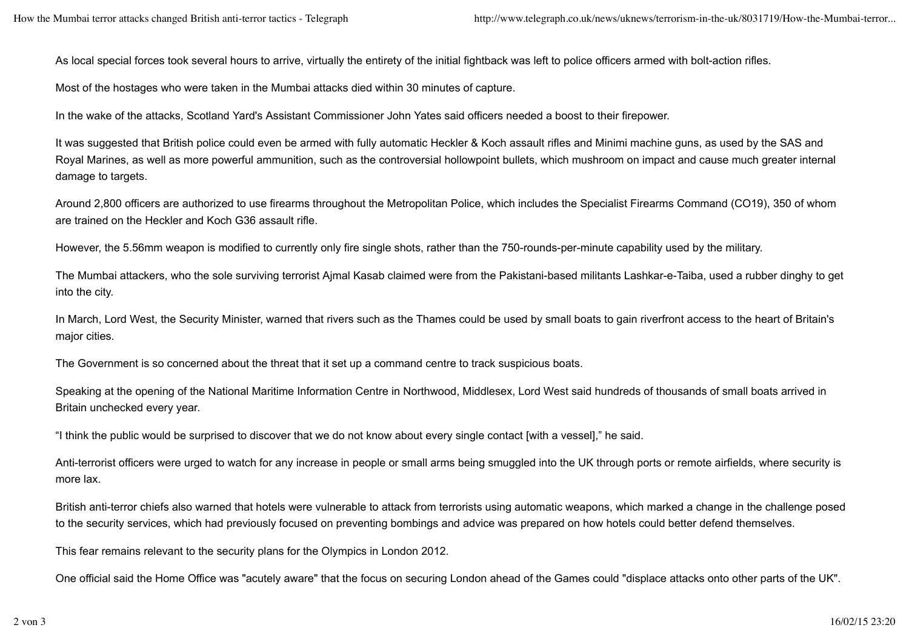As local special forces took several hours to arrive, virtually the entirety of the initial fightback was left to police officers armed with bolt-action rifles.

Most of the hostages who were taken in the Mumbai attacks died within 30 minutes of capture.

In the wake of the attacks, Scotland Yard's Assistant Commissioner John Yates said officers needed a boost to their firepower.

It was suggested that British police could even be armed with fully automatic Heckler & Koch assault rifles and Minimi machine guns, as used by the SAS and Royal Marines, as well as more powerful ammunition, such as the controversial hollowpoint bullets, which mushroom on impact and cause much greater internal damage to targets.

Around 2,800 officers are authorized to use firearms throughout the Metropolitan Police, which includes the Specialist Firearms Command (CO19), 350 of whom are trained on the Heckler and Koch G36 assault rifle.

However, the 5.56mm weapon is modified to currently only fire single shots, rather than the 750-rounds-per-minute capability used by the military.

The Mumbai attackers, who the sole surviving terrorist Ajmal Kasab claimed were from the Pakistani-based militants Lashkar-e-Taiba, used a rubber dinghy to get into the city.

In March, Lord West, the Security Minister, warned that rivers such as the Thames could be used by small boats to gain riverfront access to the heart of Britain's major cities.

The Government is so concerned about the threat that it set up a command centre to track suspicious boats.

Speaking at the opening of the National Maritime Information Centre in Northwood, Middlesex, Lord West said hundreds of thousands of small boats arrived in Britain unchecked every year.

“I think the public would be surprised to discover that we do not know about every single contact [with a vessel],” he said.

Anti-terrorist officers were urged to watch for any increase in people or small arms being smuggled into the UK through ports or remote airfields, where security is more lax.

British anti-terror chiefs also warned that hotels were vulnerable to attack from terrorists using automatic weapons, which marked a change in the challenge posed to the security services, which had previously focused on preventing bombings and advice was prepared on how hotels could better defend themselves.

This fear remains relevant to the security plans for the Olympics in London 2012.

One official said the Home Office was "acutely aware" that the focus on securing London ahead of the Games could "displace attacks onto other parts of the UK".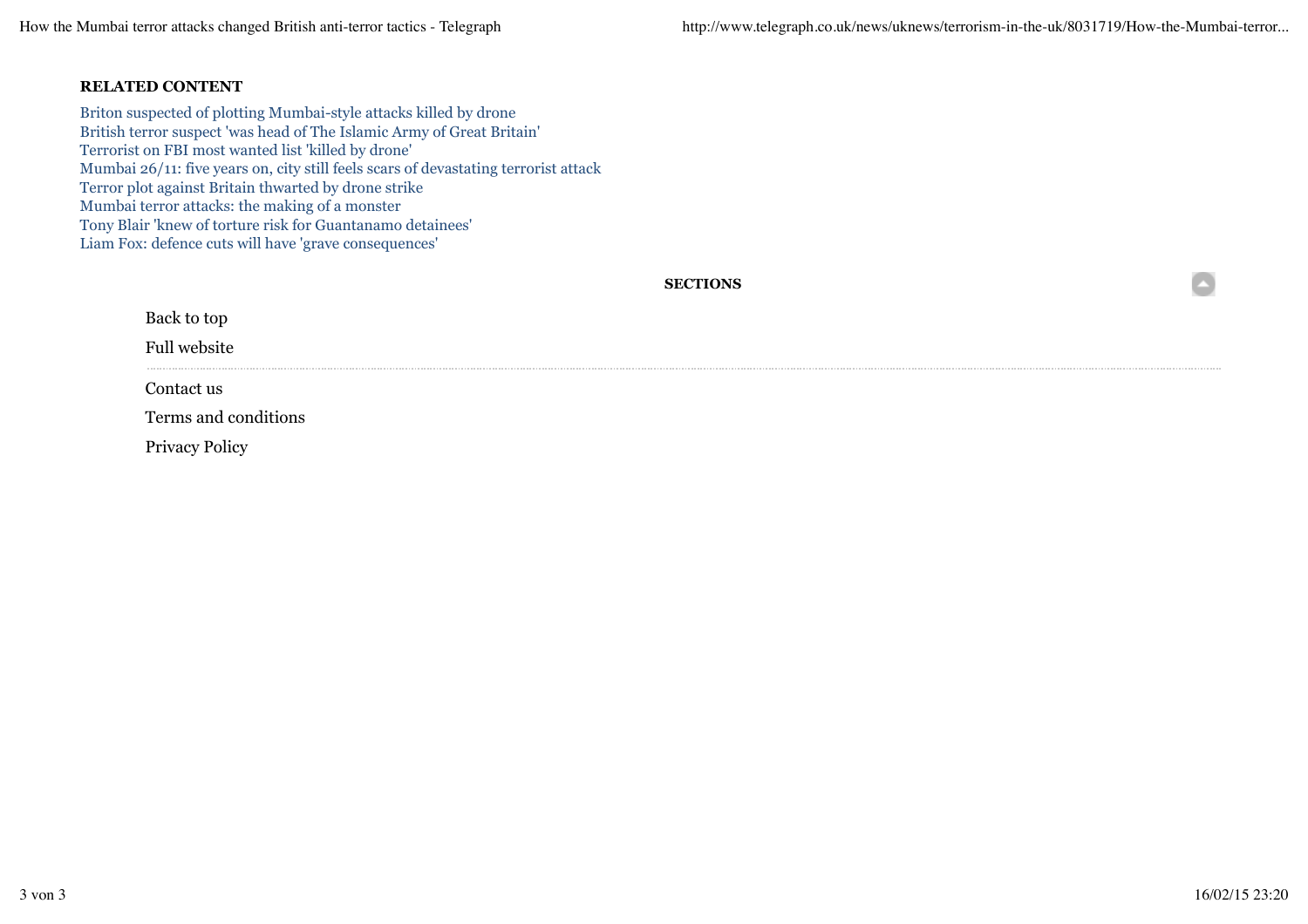**RELATED CONTENT**

Briton suspected of plotting Mumbai-style attacks killed by drone
British terror suspect 'was head of The Islamic Army of Great Britain'
Terrorist on FBI most wanted list 'killed by drone'
Mumbai 26/11: five years on, city still feels scars of devastating terrorist attack
Terror plot against Britain thwarted by drone strike
Mumbai terror attacks: the making of a monster
Tony Blair 'knew of torture risk for Guantanamo detainees'
Liam Fox: defence cuts will have 'grave consequences'

**SECTIONS**

Back to top

Full website

Contact us

Terms and conditions

Privacy Policy